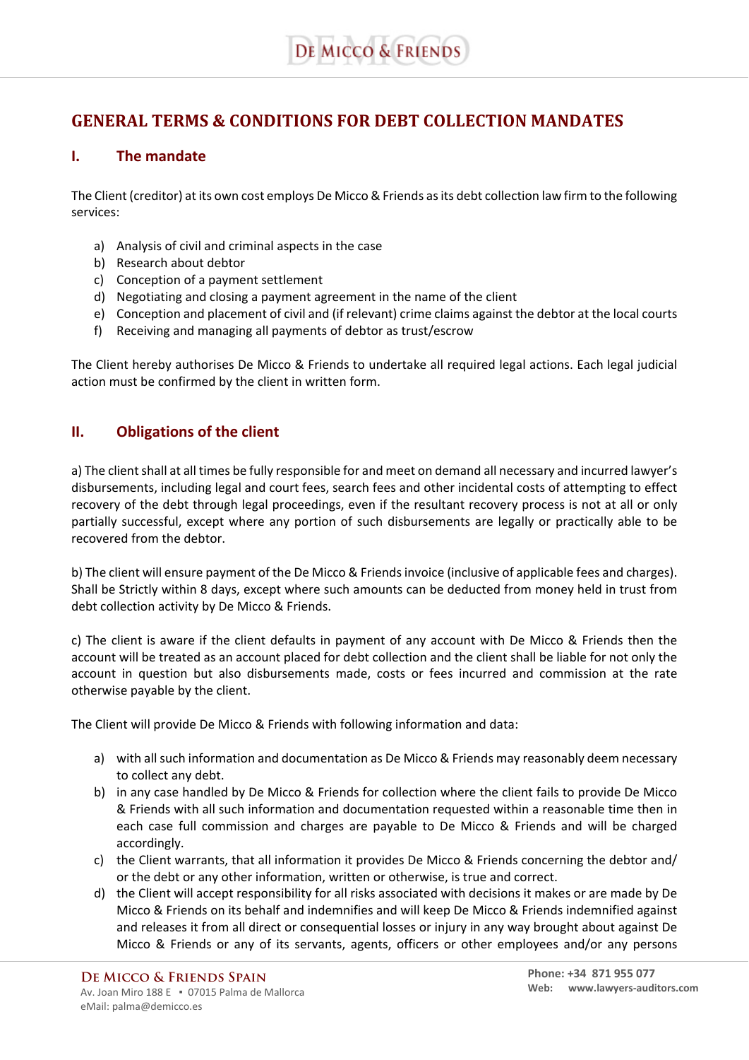# GENERAL TERMS & CONDITIONS FOR DEBT COLLECTION MANDATES

## I. The mandate

The Client (creditor) at its own cost employs De Micco & Friends as its debt collection law firm to the following services:

a) Analysis of civil and criminal aspects in the case
b) Research about debtor
c) Conception of a payment settlement
d) Negotiating and closing a payment agreement in the name of the client
e) Conception and placement of civil and (if relevant) crime claims against the debtor at the local courts
f) Receiving and managing all payments of debtor as trust/escrow

The Client hereby authorises De Micco & Friends to undertake all required legal actions. Each legal judicial action must be confirmed by the client in written form.

## II. Obligations of the client

a) The client shall at all times be fully responsible for and meet on demand all necessary and incurred lawyer's disbursements, including legal and court fees, search fees and other incidental costs of attempting to effect recovery of the debt through legal proceedings, even if the resultant recovery process is not at all or only partially successful, except where any portion of such disbursements are legally or practically able to be recovered from the debtor.

b) The client will ensure payment of the De Micco & Friends invoice (inclusive of applicable fees and charges). Shall be Strictly within 8 days, except where such amounts can be deducted from money held in trust from debt collection activity by De Micco & Friends.

c) The client is aware if the client defaults in payment of any account with De Micco & Friends then the account will be treated as an account placed for debt collection and the client shall be liable for not only the account in question but also disbursements made, costs or fees incurred and commission at the rate otherwise payable by the client.

The Client will provide De Micco & Friends with following information and data:

a) with all such information and documentation as De Micco & Friends may reasonably deem necessary to collect any debt.
b) in any case handled by De Micco & Friends for collection where the client fails to provide De Micco & Friends with all such information and documentation requested within a reasonable time then in each case full commission and charges are payable to De Micco & Friends and will be charged accordingly.
c) the Client warrants, that all information it provides De Micco & Friends concerning the debtor and/ or the debt or any other information, written or otherwise, is true and correct.
d) the Client will accept responsibility for all risks associated with decisions it makes or are made by De Micco & Friends on its behalf and indemnifies and will keep De Micco & Friends indemnified against and releases it from all direct or consequential losses or injury in any way brought about against De Micco & Friends or any of its servants, agents, officers or other employees and/or any persons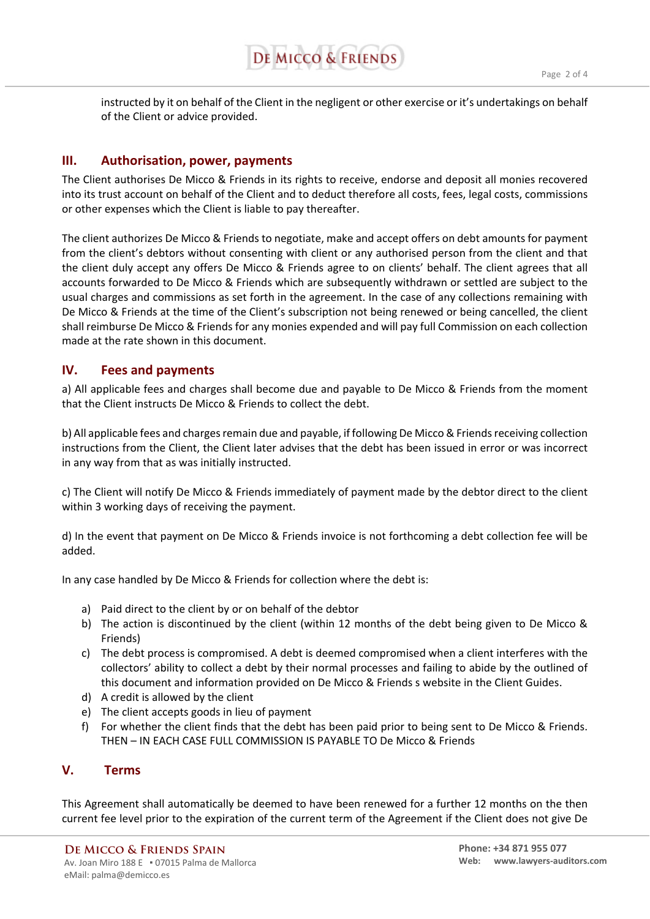instructed by it on behalf of the Client in the negligent or other exercise or it's undertakings on behalf of the Client or advice provided.

## III. Authorisation, power, payments

The Client authorises De Micco & Friends in its rights to receive, endorse and deposit all monies recovered into its trust account on behalf of the Client and to deduct therefore all costs, fees, legal costs, commissions or other expenses which the Client is liable to pay thereafter.

The client authorizes De Micco & Friends to negotiate, make and accept offers on debt amounts for payment from the client's debtors without consenting with client or any authorised person from the client and that the client duly accept any offers De Micco & Friends agree to on clients' behalf. The client agrees that all accounts forwarded to De Micco & Friends which are subsequently withdrawn or settled are subject to the usual charges and commissions as set forth in the agreement. In the case of any collections remaining with De Micco & Friends at the time of the Client's subscription not being renewed or being cancelled, the client shall reimburse De Micco & Friends for any monies expended and will pay full Commission on each collection made at the rate shown in this document.

## IV. Fees and payments

a) All applicable fees and charges shall become due and payable to De Micco & Friends from the moment that the Client instructs De Micco & Friends to collect the debt.

b) All applicable fees and charges remain due and payable, if following De Micco & Friends receiving collection instructions from the Client, the Client later advises that the debt has been issued in error or was incorrect in any way from that as was initially instructed.

c) The Client will notify De Micco & Friends immediately of payment made by the debtor direct to the client within 3 working days of receiving the payment.

d) In the event that payment on De Micco & Friends invoice is not forthcoming a debt collection fee will be added.

In any case handled by De Micco & Friends for collection where the debt is:

a) Paid direct to the client by or on behalf of the debtor
b) The action is discontinued by the client (within 12 months of the debt being given to De Micco & Friends)
c) The debt process is compromised. A debt is deemed compromised when a client interferes with the collectors' ability to collect a debt by their normal processes and failing to abide by the outlined of this document and information provided on De Micco & Friends s website in the Client Guides.
d) A credit is allowed by the client
e) The client accepts goods in lieu of payment
f) For whether the client finds that the debt has been paid prior to being sent to De Micco & Friends.
THEN – IN EACH CASE FULL COMMISSION IS PAYABLE TO De Micco & Friends

## V. Terms

This Agreement shall automatically be deemed to have been renewed for a further 12 months on the then current fee level prior to the expiration of the current term of the Agreement if the Client does not give De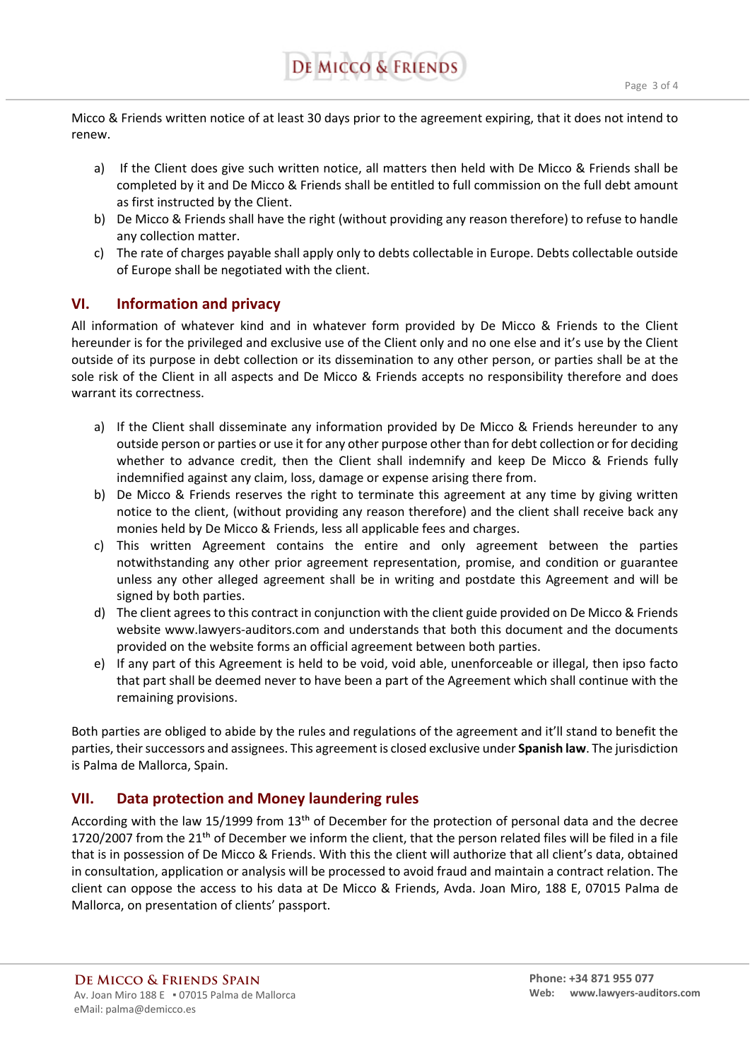Micco & Friends written notice of at least 30 days prior to the agreement expiring, that it does not intend to renew.

a) If the Client does give such written notice, all matters then held with De Micco & Friends shall be completed by it and De Micco & Friends shall be entitled to full commission on the full debt amount as first instructed by the Client.
b) De Micco & Friends shall have the right (without providing any reason therefore) to refuse to handle any collection matter.
c) The rate of charges payable shall apply only to debts collectable in Europe. Debts collectable outside of Europe shall be negotiated with the client.

## VI. Information and privacy

All information of whatever kind and in whatever form provided by De Micco & Friends to the Client hereunder is for the privileged and exclusive use of the Client only and no one else and it's use by the Client outside of its purpose in debt collection or its dissemination to any other person, or parties shall be at the sole risk of the Client in all aspects and De Micco & Friends accepts no responsibility therefore and does warrant its correctness.

a) If the Client shall disseminate any information provided by De Micco & Friends hereunder to any outside person or parties or use it for any other purpose other than for debt collection or for deciding whether to advance credit, then the Client shall indemnify and keep De Micco & Friends fully indemnified against any claim, loss, damage or expense arising there from.
b) De Micco & Friends reserves the right to terminate this agreement at any time by giving written notice to the client, (without providing any reason therefore) and the client shall receive back any monies held by De Micco & Friends, less all applicable fees and charges.
c) This written Agreement contains the entire and only agreement between the parties notwithstanding any other prior agreement representation, promise, and condition or guarantee unless any other alleged agreement shall be in writing and postdate this Agreement and will be signed by both parties.
d) The client agrees to this contract in conjunction with the client guide provided on De Micco & Friends website www.lawyers-auditors.com and understands that both this document and the documents provided on the website forms an official agreement between both parties.
e) If any part of this Agreement is held to be void, void able, unenforceable or illegal, then ipso facto that part shall be deemed never to have been a part of the Agreement which shall continue with the remaining provisions.

Both parties are obliged to abide by the rules and regulations of the agreement and it'll stand to benefit the parties, their successors and assignees. This agreement is closed exclusive under **Spanish law**. The jurisdiction is Palma de Mallorca, Spain.

## VII. Data protection and Money laundering rules

According with the law 15/1999 from 13th of December for the protection of personal data and the decree 1720/2007 from the 21th of December we inform the client, that the person related files will be filed in a file that is in possession of De Micco & Friends. With this the client will authorize that all client's data, obtained in consultation, application or analysis will be processed to avoid fraud and maintain a contract relation. The client can oppose the access to his data at De Micco & Friends, Avda. Joan Miro, 188 E, 07015 Palma de Mallorca, on presentation of clients' passport.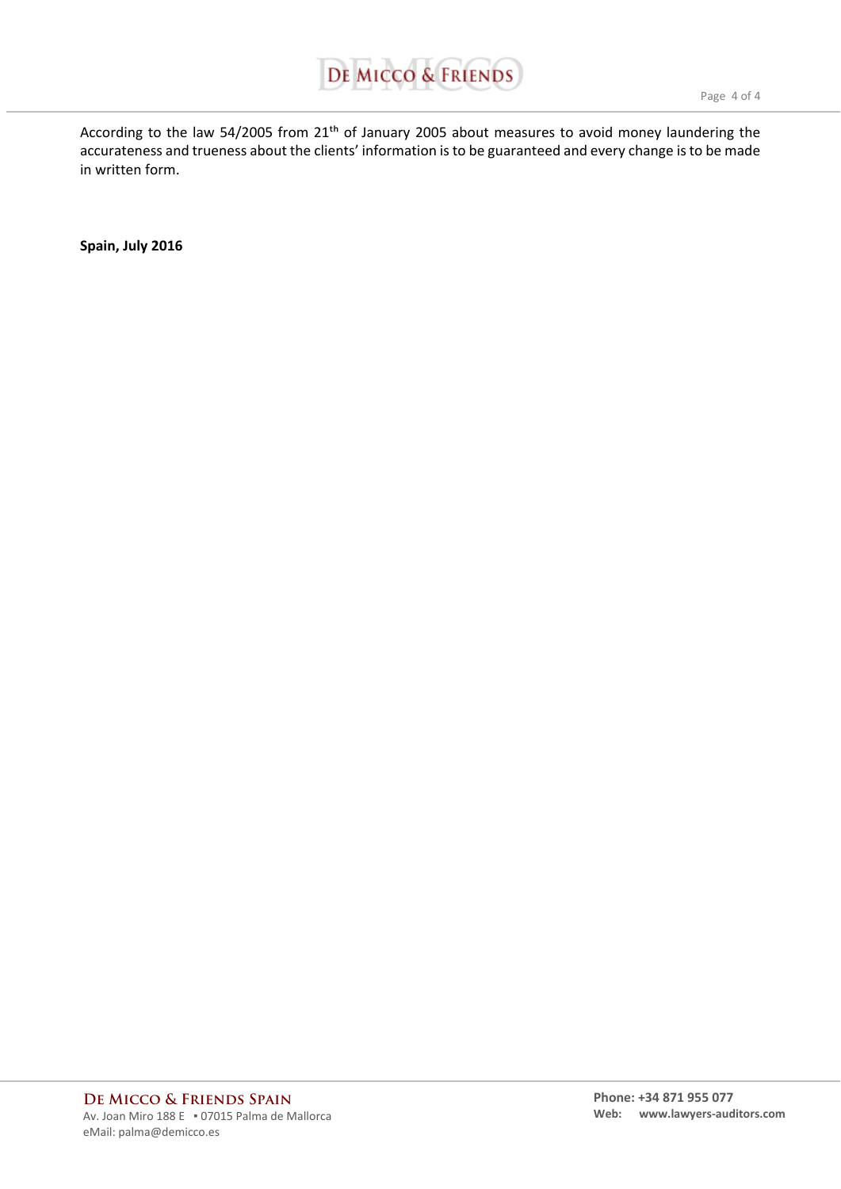According to the law 54/2005 from 21th of January 2005 about measures to avoid money laundering the accurateness and trueness about the clients' information is to be guaranteed and every change is to be made in written form.

**Spain, July 2016**